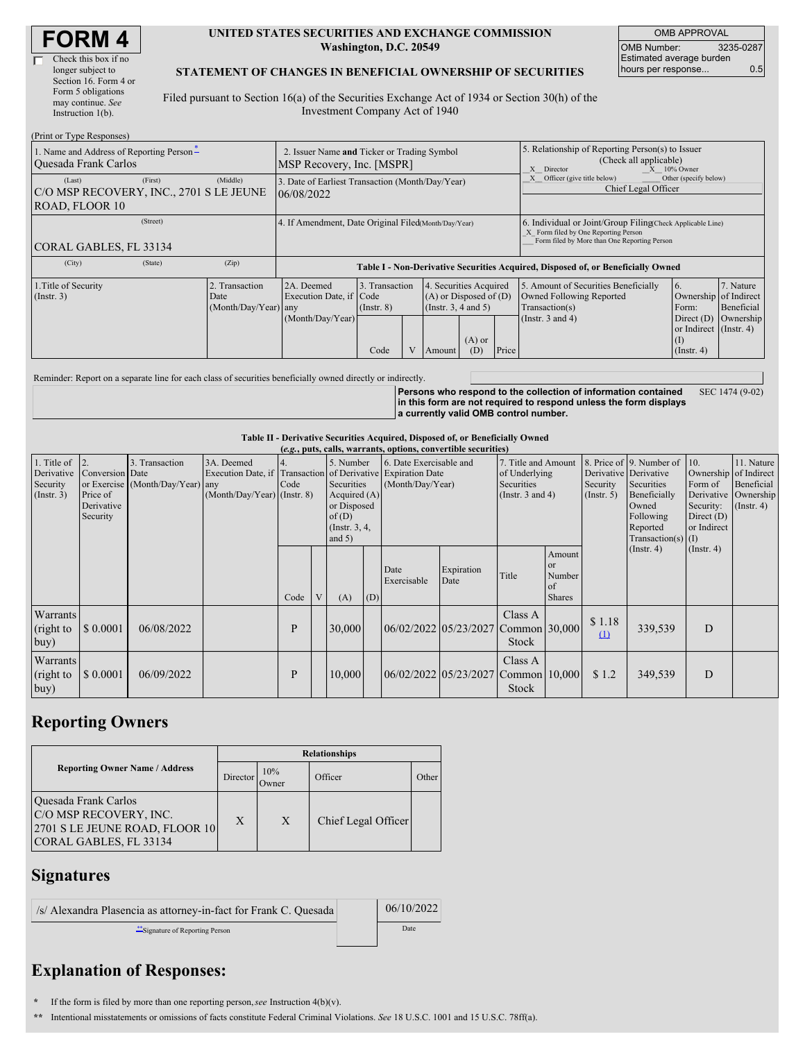# FORM 4

☐ Check this box if no longer subject to Section 16. Form 4 or Form 5 obligations may continue. *See* Instruction 1(b).

**UNITED STATES SECURITIES AND EXCHANGE COMMISSION**
**Washington, D.C. 20549**

**STATEMENT OF CHANGES IN BENEFICIAL OWNERSHIP OF SECURITIES**

Filed pursuant to Section 16(a) of the Securities Exchange Act of 1934 or Section 30(h) of the Investment Company Act of 1940

| OMB APPROVAL | |
|---|---|
| OMB Number: | 3235-0287 |
| Estimated average burden hours per response... | 0.5 |

(Print or Type Responses)

| 1. Name and Address of Reporting Person * | 2. Issuer Name and Ticker or Trading Symbol | 5. Relationship of Reporting Person(s) to Issuer (Check all applicable) |
|---|---|---|
| Quesada Frank Carlos | MSP Recovery, Inc. [MSPR] | _X_ Director _X_ 10% Owner |
| (Last) (First) (Middle) C/O MSP RECOVERY, INC., 2701 S LE JEUNE ROAD, FLOOR 10 | 3. Date of Earliest Transaction (Month/Day/Year) 06/08/2022 | _X_ Officer (give title below) ___ Other (specify below) Chief Legal Officer |
| (Street) CORAL GABLES, FL 33134 | 4. If Amendment, Date Original Filed (Month/Day/Year) | 6. Individual or Joint/Group Filing (Check Applicable Line) _X_ Form filed by One Reporting Person ___ Form filed by More than One Reporting Person |
| (City) (State) (Zip) | | |

**Table I - Non-Derivative Securities Acquired, Disposed of, or Beneficially Owned**

| 1.Title of Security (Instr. 3) | 2. Transaction Date (Month/Day/Year) | 2A. Deemed Execution Date, if any (Month/Day/Year) | 3. Transaction Code (Instr. 8) | | 4. Securities Acquired (A) or Disposed of (D) (Instr. 3, 4 and 5) | | | 5. Amount of Securities Beneficially Owned Following Reported Transaction(s) (Instr. 3 and 4) | 6. Ownership Form: Direct (D) or Indirect (I) (Instr. 4) | 7. Nature of Indirect Beneficial Ownership (Instr. 4) |
|---|---|---|---|---|---|---|---|---|---|---|
| | | | Code | V | Amount | (A) or (D) | Price | | | |

Reminder: Report on a separate line for each class of securities beneficially owned directly or indirectly.

**Persons who respond to the collection of information contained in this form are not required to respond unless the form displays a currently valid OMB control number.** SEC 1474 (9-02)

**Table II - Derivative Securities Acquired, Disposed of, or Beneficially Owned**
**(*e.g.*, puts, calls, warrants, options, convertible securities)**

| 1. Title of Derivative Security (Instr. 3) | 2. Conversion or Exercise Price of Derivative Security | 3. Transaction Date (Month/Day/Year) | 3A. Deemed Execution Date, if any (Month/Day/Year) | 4. Transaction Code (Instr. 8) | | 5. Number of Derivative Securities Acquired (A) or Disposed of (D) (Instr. 3, 4, and 5) | | 6. Date Exercisable and Expiration Date (Month/Day/Year) | | 7. Title and Amount of Underlying Securities (Instr. 3 and 4) | | 8. Price of Derivative Security (Instr. 5) | 9. Number of Derivative Securities Beneficially Owned Following Reported Transaction(s) (Instr. 4) | 10. Ownership Form of Derivative Security: Direct (D) or Indirect (I) (Instr. 4) | 11. Nature of Indirect Beneficial Ownership (Instr. 4) |
|---|---|---|---|---|---|---|---|---|---|---|---|---|---|---|---|
| | | | | Code | V | (A) | (D) | Date Exercisable | Expiration Date | Title | Amount or Number of Shares | | | | |
| Warrants (right to buy) | $ 0.0001 | 06/08/2022 | | P | | 30,000 | | 06/02/2022 | 05/23/2027 | Class A Common Stock | 30,000 | $ 1.18 (1) | 339,539 | D | |
| Warrants (right to buy) | $ 0.0001 | 06/09/2022 | | P | | 10,000 | | 06/02/2022 | 05/23/2027 | Class A Common Stock | 10,000 | $ 1.2 | 349,539 | D | |

## Reporting Owners

| Reporting Owner Name / Address | Relationships | | | |
|---|---|---|---|---|
| | Director | 10% Owner | Officer | Other |
| Quesada Frank Carlos C/O MSP RECOVERY, INC. 2701 S LE JEUNE ROAD, FLOOR 10 CORAL GABLES, FL 33134 | X | X | Chief Legal Officer | |

## Signatures

| /s/ Alexandra Plasencia as attorney-in-fact for Frank C. Quesada | 06/10/2022 |
|---|---|
| **Signature of Reporting Person | Date |

## Explanation of Responses:

\* If the form is filed by more than one reporting person, *see* Instruction 4(b)(v).

\** Intentional misstatements or omissions of facts constitute Federal Criminal Violations. *See* 18 U.S.C. 1001 and 15 U.S.C. 78ff(a).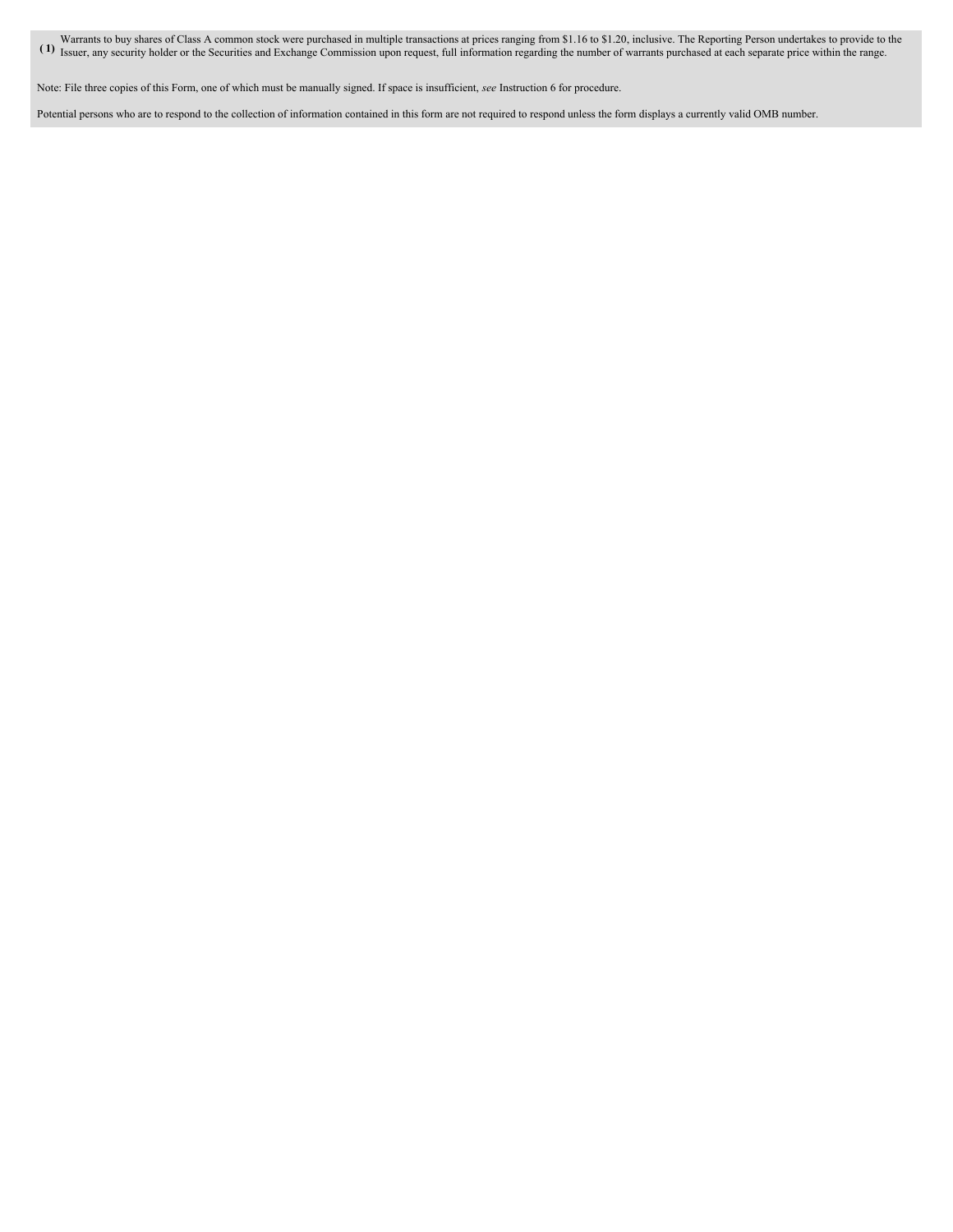( 1) Warrants to buy shares of Class A common stock were purchased in multiple transactions at prices ranging from $1.16 to $1.20, inclusive. The Reporting Person undertakes to provide to the Issuer, any security holder or the Securities and Exchange Commission upon request, full information regarding the number of warrants purchased at each separate price within the range.

Note: File three copies of this Form, one of which must be manually signed. If space is insufficient, *see* Instruction 6 for procedure.

Potential persons who are to respond to the collection of information contained in this form are not required to respond unless the form displays a currently valid OMB number.